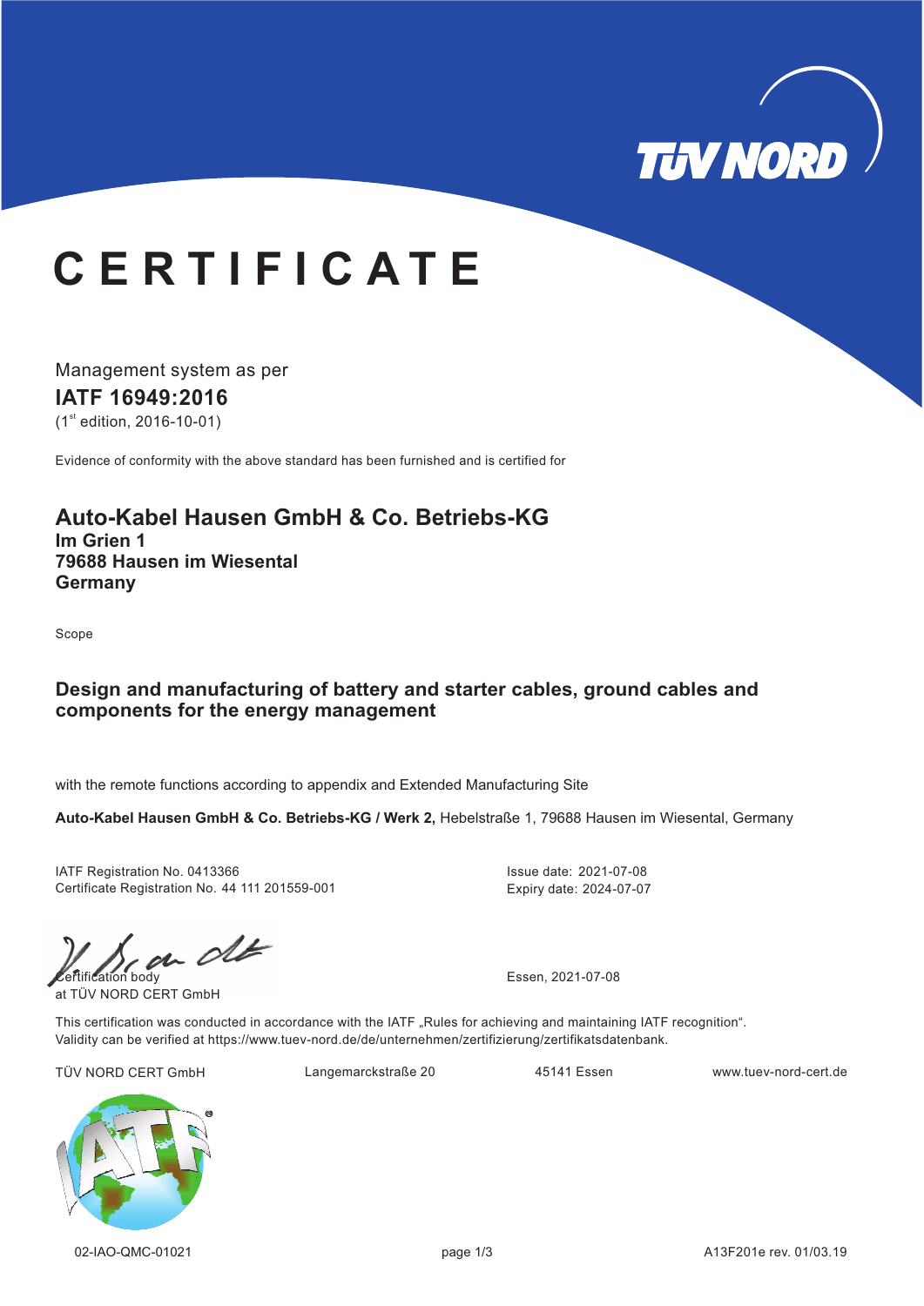# CERTIFICATE

Management system as per

**IATF 16949:2016**

(1st edition, 2016-10-01)

Evidence of conformity with the above standard has been furnished and is certified for

## Auto-Kabel Hausen GmbH & Co. Betriebs-KG

**Im Grien 1**
**79688 Hausen im Wiesental**
**Germany**

Scope

**Design and manufacturing of battery and starter cables, ground cables and components for the energy management**

with the remote functions according to appendix and Extended Manufacturing Site

**Auto-Kabel Hausen GmbH & Co. Betriebs-KG / Werk 2,** Hebelstraße 1, 79688 Hausen im Wiesental, Germany

IATF Registration No. 0413366
Certificate Registration No. 44 111 201559-001

Issue date: 2021-07-08
Expiry date: 2024-07-07

Certification body
at TÜV NORD CERT GmbH

Essen, 2021-07-08

This certification was conducted in accordance with the IATF „Rules for achieving and maintaining IATF recognition“.
Validity can be verified at https://www.tuev-nord.de/de/unternehmen/zertifizierung/zertifikatsdatenbank.

TÜV NORD CERT GmbH | Langemarckstraße 20 | 45141 Essen | www.tuev-nord-cert.de

02-IAO-QMC-01021 | A13F201e rev. 01/03.19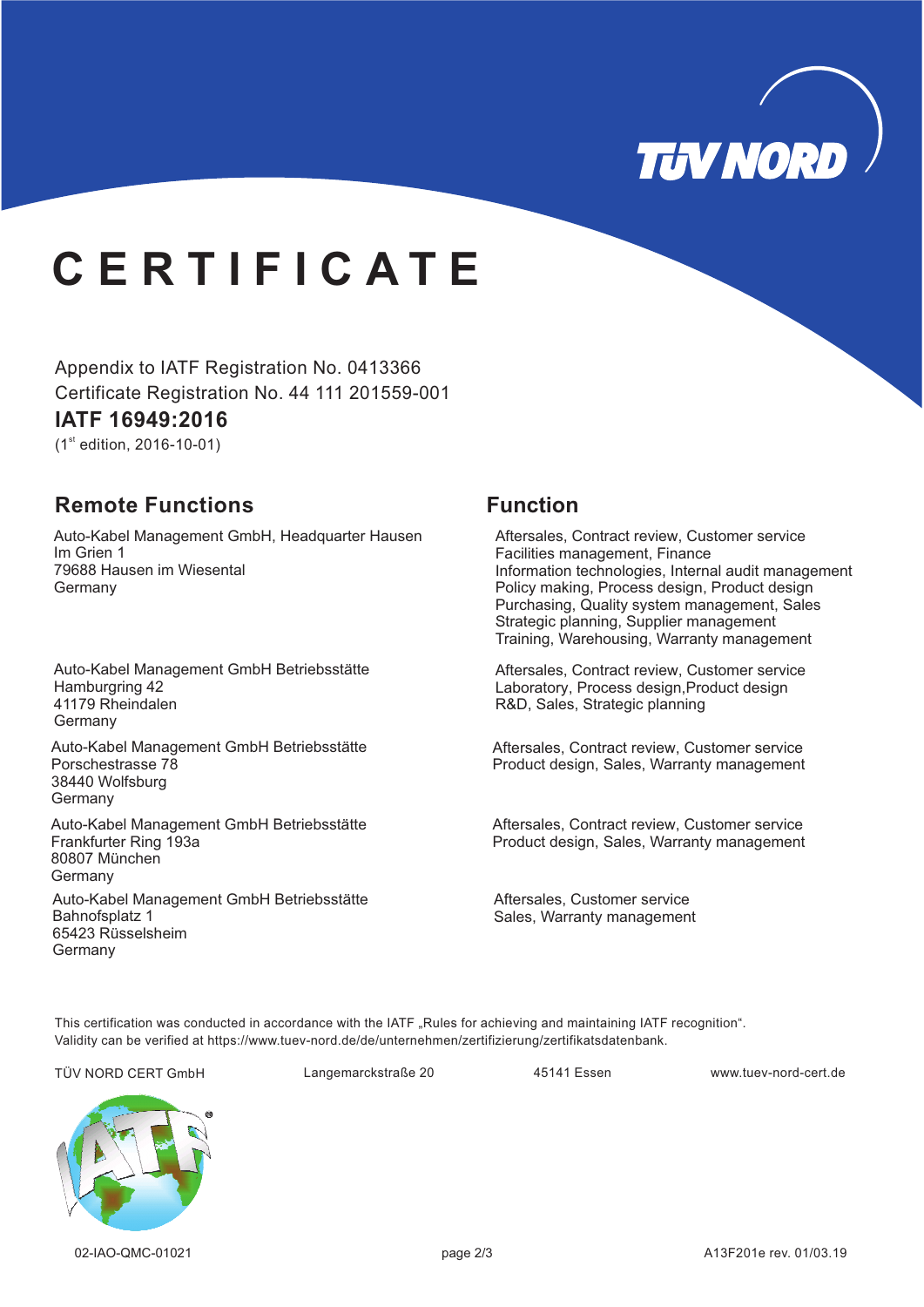# CERTIFICATE

Appendix to IATF Registration No. 0413366
Certificate Registration No. 44 111 201559-001

**IATF 16949:2016**
(1st edition, 2016-10-01)

| Remote Functions | Function |
| --- | --- |
| Auto-Kabel Management GmbH, Headquarter Hausen<br>Im Grien 1<br>79688 Hausen im Wiesental<br>Germany | Aftersales, Contract review, Customer service<br>Facilities management, Finance<br>Information technologies, Internal audit management<br>Policy making, Process design, Product design<br>Purchasing, Quality system management, Sales<br>Strategic planning, Supplier management<br>Training, Warehousing, Warranty management |
| Auto-Kabel Management GmbH Betriebsstätte<br>Hamburgring 42<br>41179 Rheindalen<br>Germany | Aftersales, Contract review, Customer service<br>Laboratory, Process design,Product design<br>R&D, Sales, Strategic planning |
| Auto-Kabel Management GmbH Betriebsstätte<br>Porschestrasse 78<br>38440 Wolfsburg<br>Germany | Aftersales, Contract review, Customer service<br>Product design, Sales, Warranty management |
| Auto-Kabel Management GmbH Betriebsstätte<br>Frankfurter Ring 193a<br>80807 München<br>Germany | Aftersales, Contract review, Customer service<br>Product design, Sales, Warranty management |
| Auto-Kabel Management GmbH Betriebsstätte<br>Bahnofsplatz 1<br>65423 Rüsselsheim<br>Germany | Aftersales, Customer service<br>Sales, Warranty management |

This certification was conducted in accordance with the IATF „Rules for achieving and maintaining IATF recognition".
Validity can be verified at https://www.tuev-nord.de/de/unternehmen/zertifizierung/zertifikatsdatenbank.

TÜV NORD CERT GmbH    Langemarckstraße 20    45141 Essen    www.tuev-nord-cert.de

02-IAO-QMC-01021    A13F201e rev. 01/03.19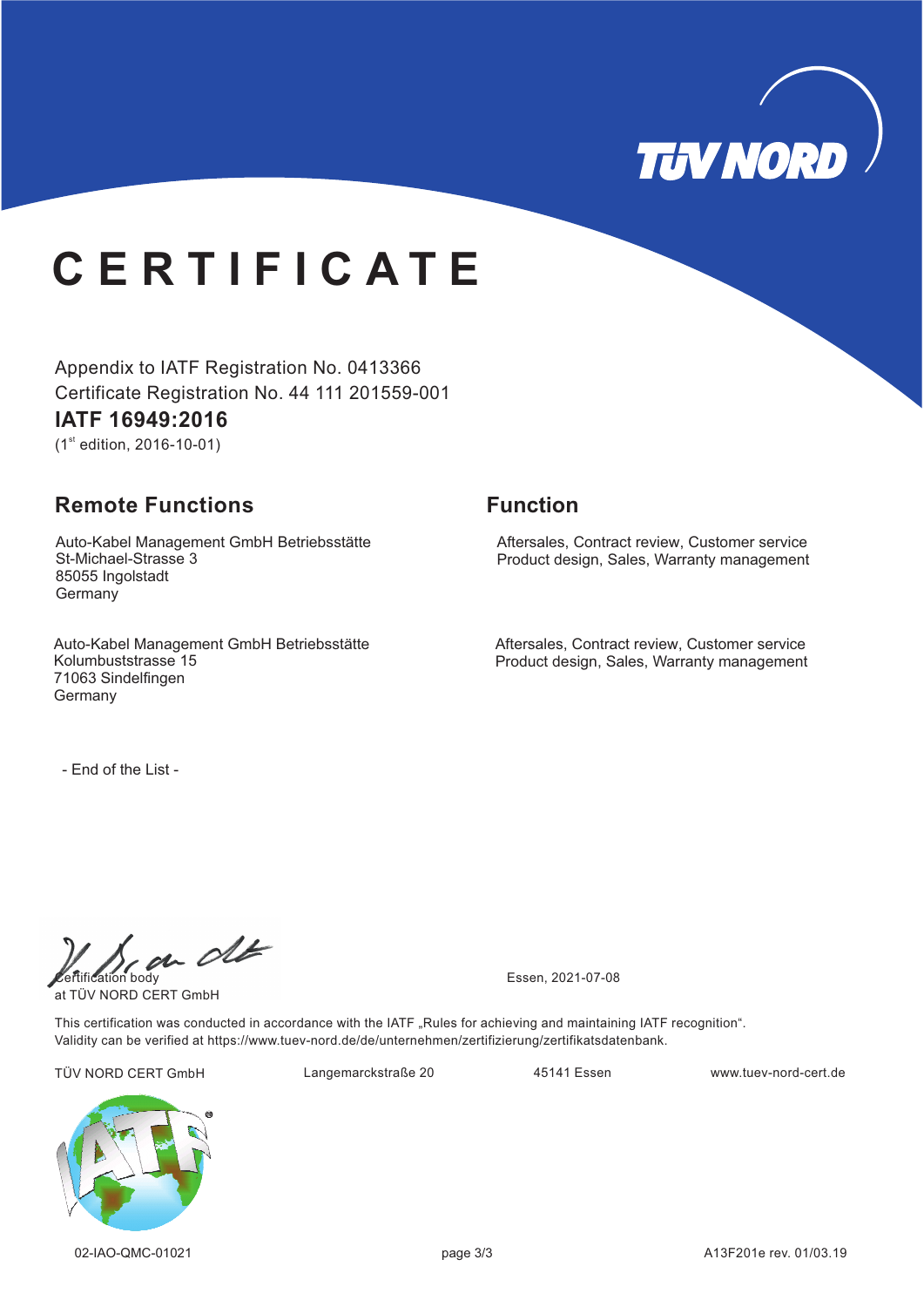# CERTIFICATE

Appendix to IATF Registration No. 0413366
Certificate Registration No. 44 111 201559-001

**IATF 16949:2016**
(1st edition, 2016-10-01)

| Remote Functions | Function |
| --- | --- |
| Auto-Kabel Management GmbH Betriebsstätte<br>St-Michael-Strasse 3<br>85055 Ingolstadt<br>Germany | Aftersales, Contract review, Customer service<br>Product design, Sales, Warranty management |
| Auto-Kabel Management GmbH Betriebsstätte<br>Kolumbuststrasse 15<br>71063 Sindelfingen<br>Germany | Aftersales, Contract review, Customer service<br>Product design, Sales, Warranty management |

- End of the List -

Certification body
at TÜV NORD CERT GmbH

Essen, 2021-07-08

This certification was conducted in accordance with the IATF „Rules for achieving and maintaining IATF recognition".
Validity can be verified at https://www.tuev-nord.de/de/unternehmen/zertifizierung/zertifikatsdatenbank.

TÜV NORD CERT GmbH    Langemarckstraße 20    45141 Essen    www.tuev-nord-cert.de

02-IAO-QMC-01021    A13F201e rev. 01/03.19